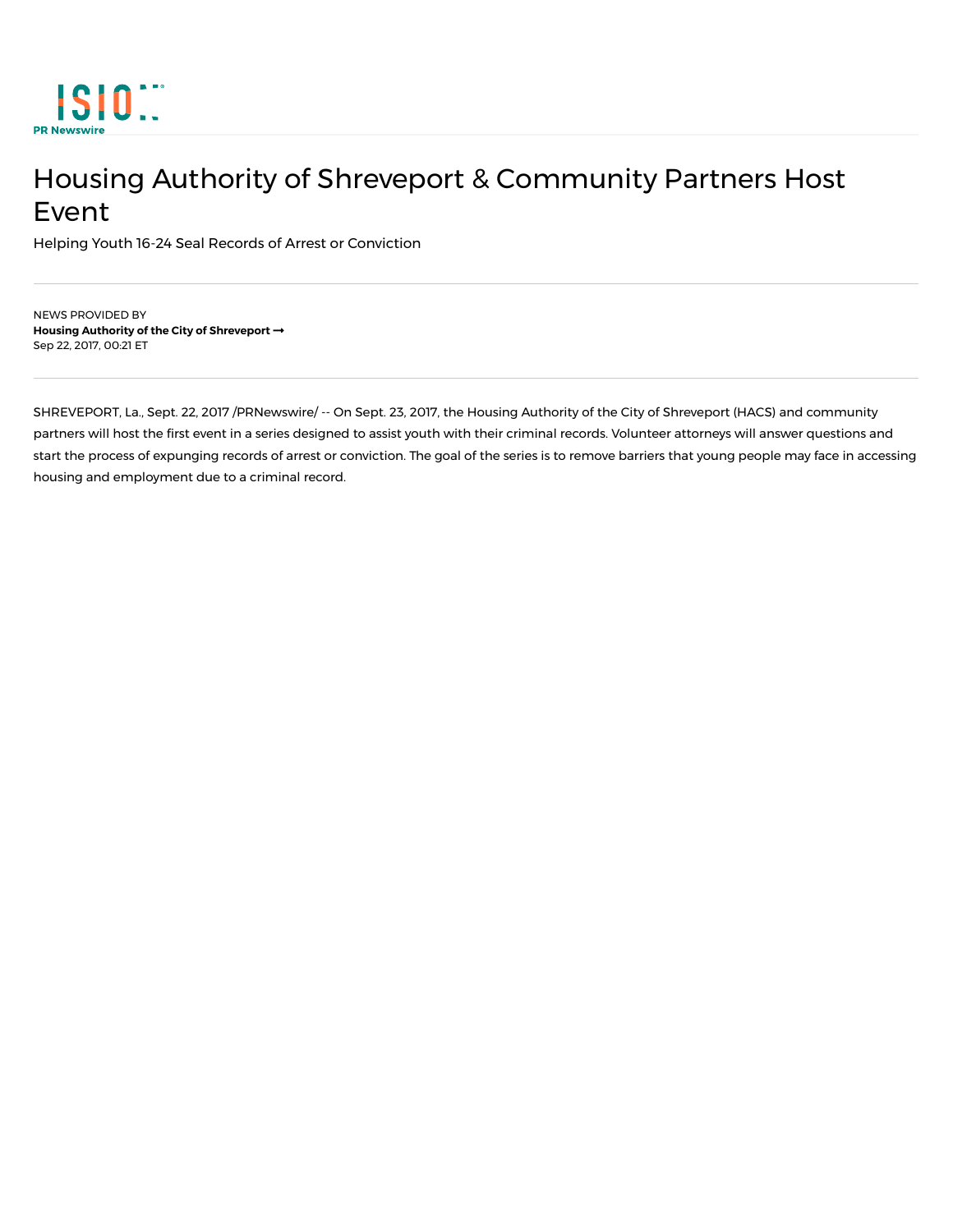PR Newswire

# Housing Authority of Shreveport & Community Partners Host Event

Helping Youth 16-24 Seal Records of Arrest or Conviction

NEWS PROVIDED BY
**Housing Authority of the City of Shreveport →**
Sep 22, 2017, 00:21 ET

SHREVEPORT, La., Sept. 22, 2017 /PRNewswire/ -- On Sept. 23, 2017, the Housing Authority of the City of Shreveport (HACS) and community partners will host the first event in a series designed to assist youth with their criminal records. Volunteer attorneys will answer questions and start the process of expunging records of arrest or conviction. The goal of the series is to remove barriers that young people may face in accessing housing and employment due to a criminal record.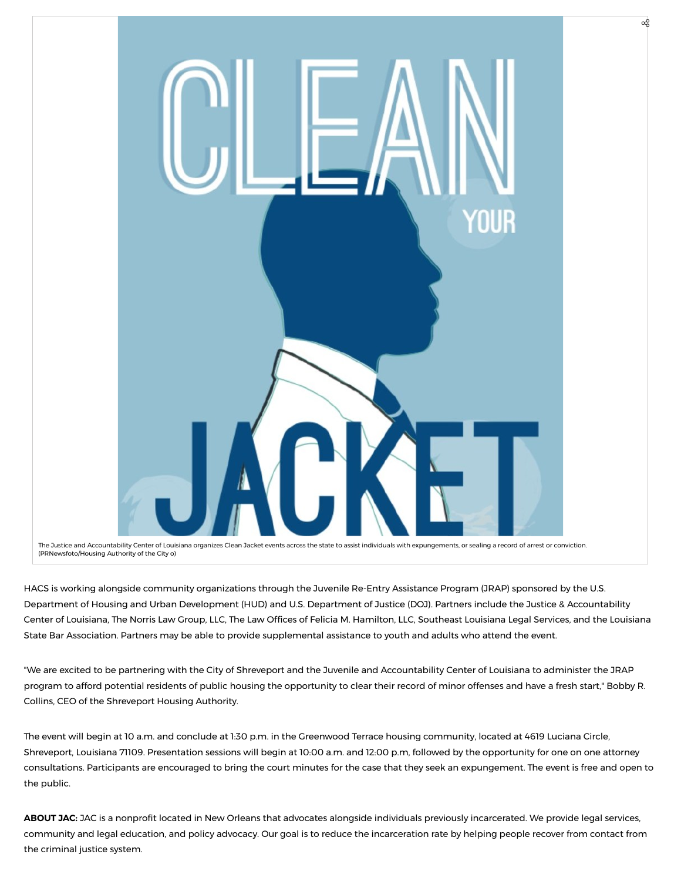The Justice and Accountability Center of Louisiana organizes Clean Jacket events across the state to assist individuals with expungements, or sealing a record of arrest or conviction. (PRNewsfoto/Housing Authority of the City o)

HACS is working alongside community organizations through the Juvenile Re-Entry Assistance Program (JRAP) sponsored by the U.S. Department of Housing and Urban Development (HUD) and U.S. Department of Justice (DOJ). Partners include the Justice & Accountability Center of Louisiana, The Norris Law Group, LLC, The Law Offices of Felicia M. Hamilton, LLC, Southeast Louisiana Legal Services, and the Louisiana State Bar Association. Partners may be able to provide supplemental assistance to youth and adults who attend the event.

"We are excited to be partnering with the City of Shreveport and the Juvenile and Accountability Center of Louisiana to administer the JRAP program to afford potential residents of public housing the opportunity to clear their record of minor offenses and have a fresh start," Bobby R. Collins, CEO of the Shreveport Housing Authority.

The event will begin at 10 a.m. and conclude at 1:30 p.m. in the Greenwood Terrace housing community, located at 4619 Luciana Circle, Shreveport, Louisiana 71109. Presentation sessions will begin at 10:00 a.m. and 12:00 p.m, followed by the opportunity for one on one attorney consultations. Participants are encouraged to bring the court minutes for the case that they seek an expungement. The event is free and open to the public.

**ABOUT JAC:** JAC is a nonprofit located in New Orleans that advocates alongside individuals previously incarcerated. We provide legal services, community and legal education, and policy advocacy. Our goal is to reduce the incarceration rate by helping people recover from contact from the criminal justice system.